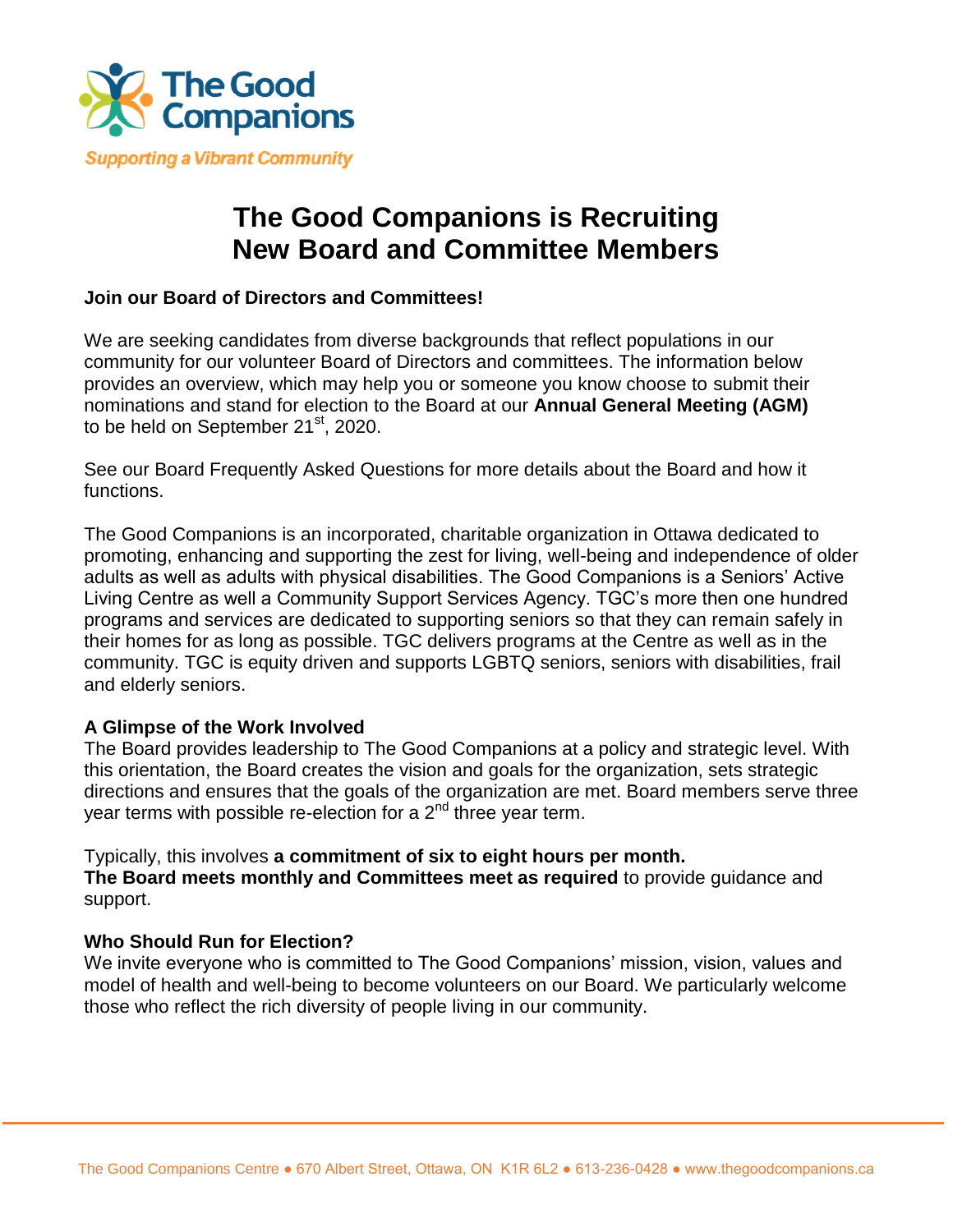The Good Companions

*Supporting a Vibrant Community*

# The Good Companions is Recruiting New Board and Committee Members

**Join our Board of Directors and Committees!**

We are seeking candidates from diverse backgrounds that reflect populations in our community for our volunteer Board of Directors and committees. The information below provides an overview, which may help you or someone you know choose to submit their nominations and stand for election to the Board at our **Annual General Meeting (AGM)** to be held on September 21st, 2020.

See our Board Frequently Asked Questions for more details about the Board and how it functions.

The Good Companions is an incorporated, charitable organization in Ottawa dedicated to promoting, enhancing and supporting the zest for living, well-being and independence of older adults as well as adults with physical disabilities. The Good Companions is a Seniors' Active Living Centre as well a Community Support Services Agency. TGC's more then one hundred programs and services are dedicated to supporting seniors so that they can remain safely in their homes for as long as possible. TGC delivers programs at the Centre as well as in the community. TGC is equity driven and supports LGBTQ seniors, seniors with disabilities, frail and elderly seniors.

**A Glimpse of the Work Involved**

The Board provides leadership to The Good Companions at a policy and strategic level. With this orientation, the Board creates the vision and goals for the organization, sets strategic directions and ensures that the goals of the organization are met. Board members serve three year terms with possible re-election for a 2nd three year term.

Typically, this involves **a commitment of six to eight hours per month.**
**The Board meets monthly and Committees meet as required** to provide guidance and support.

**Who Should Run for Election?**

We invite everyone who is committed to The Good Companions' mission, vision, values and model of health and well-being to become volunteers on our Board. We particularly welcome those who reflect the rich diversity of people living in our community.

The Good Companions Centre ● 670 Albert Street, Ottawa, ON K1R 6L2 ● 613-236-0428 ● www.thegoodcompanions.ca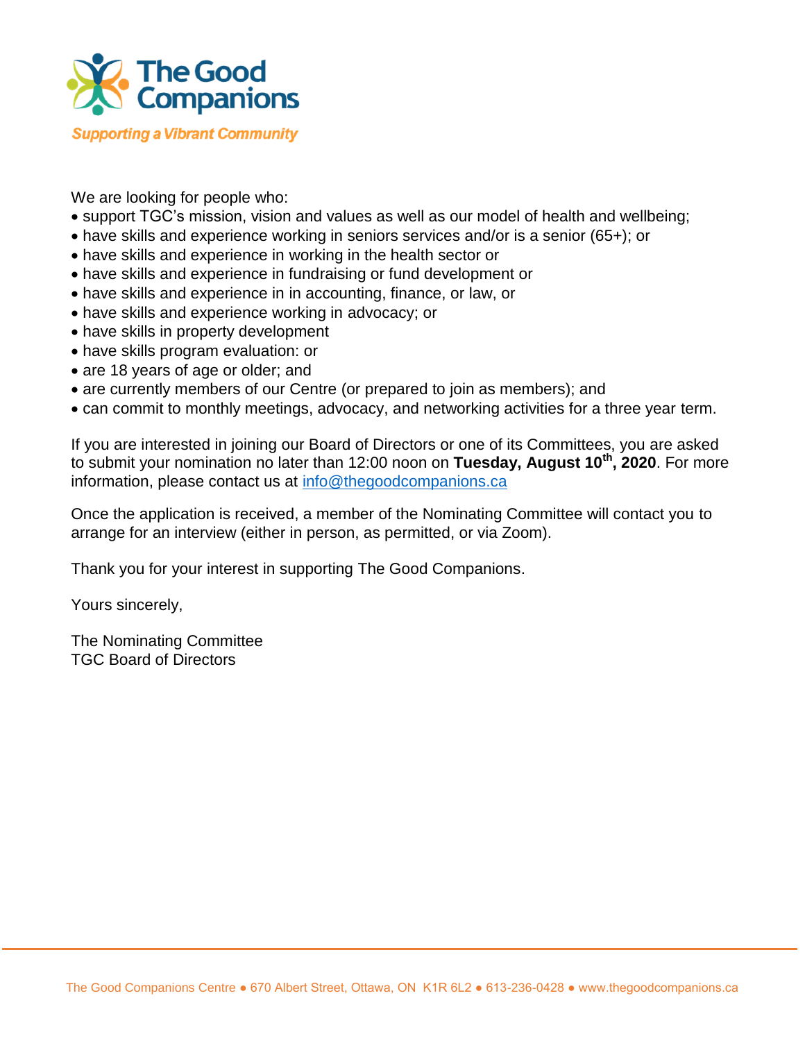The Good Companions

*Supporting a Vibrant Community*

We are looking for people who:

- support TGC's mission, vision and values as well as our model of health and wellbeing;
- have skills and experience working in seniors services and/or is a senior (65+); or
- have skills and experience in working in the health sector or
- have skills and experience in fundraising or fund development or
- have skills and experience in in accounting, finance, or law, or
- have skills and experience working in advocacy; or
- have skills in property development
- have skills program evaluation: or
- are 18 years of age or older; and
- are currently members of our Centre (or prepared to join as members); and
- can commit to monthly meetings, advocacy, and networking activities for a three year term.

If you are interested in joining our Board of Directors or one of its Committees, you are asked to submit your nomination no later than 12:00 noon on **Tuesday, August 10th, 2020**. For more information, please contact us at info@thegoodcompanions.ca

Once the application is received, a member of the Nominating Committee will contact you to arrange for an interview (either in person, as permitted, or via Zoom).

Thank you for your interest in supporting The Good Companions.

Yours sincerely,

The Nominating Committee
TGC Board of Directors

The Good Companions Centre ● 670 Albert Street, Ottawa, ON K1R 6L2 ● 613-236-0428 ● www.thegoodcompanions.ca